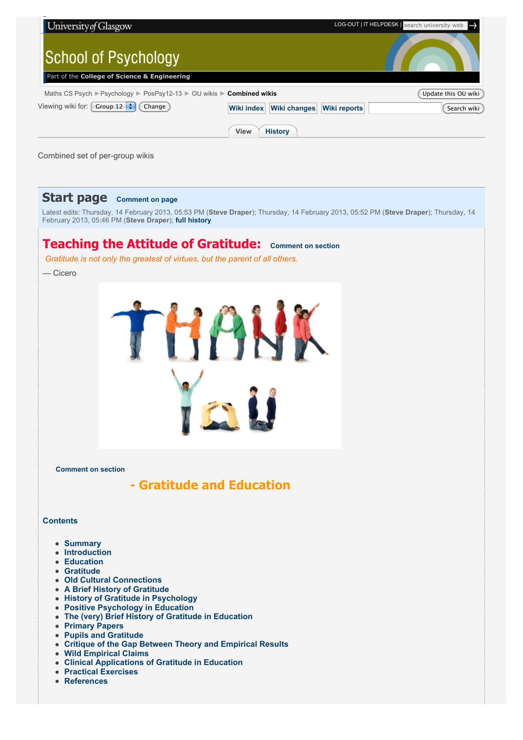University of Glasgow

LOG-OUT | IT HELPDESK | search university web

School of Psychology

Part of the **College of Science & Engineering**

Maths CS Psych ▶ Psychology ▶ PosPsy12-13 ▶ OU wikis ▶ **Combined wikis**

Update this OU wiki

Viewing wiki for: Group 12 Change

Wiki index | Wiki changes | Wiki reports | Search wiki

View | History

Combined set of per-group wikis

# Start page

Comment on page

Latest edits: Thursday, 14 February 2013, 05:53 PM (**Steve Draper**); Thursday, 14 February 2013, 05:52 PM (**Steve Draper**); Thursday, 14 February 2013, 05:46 PM (**Steve Draper**); **full history**

## Teaching the Attitude of Gratitude:

Comment on section

*Gratitude is not only the greatest of virtues, but the parent of all others.*

— Cicero

Comment on section

## - Gratitude and Education

### Contents

- Summary
- Introduction
- Education
- Gratitude
- Old Cultural Connections
- A Brief History of Gratitude
- History of Gratitude in Psychology
- Positive Psychology in Education
- The (very) Brief History of Gratitude in Education
- Primary Papers
- Pupils and Gratitude
- Critique of the Gap Between Theory and Empirical Results
- Wild Empirical Claims
- Clinical Applications of Gratitude in Education
- Practical Exercises
- References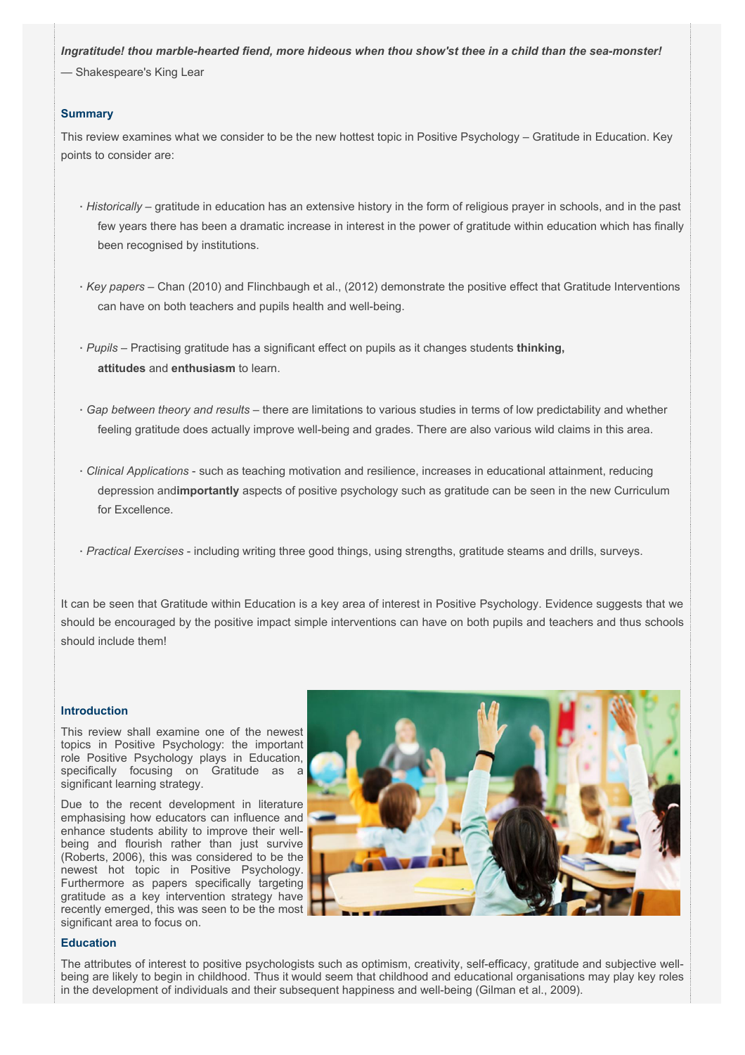***Ingratitude! thou marble-hearted fiend, more hideous when thou show'st thee in a child than the sea-monster!***

— Shakespeare's King Lear

### Summary

This review examines what we consider to be the new hottest topic in Positive Psychology – Gratitude in Education. Key points to consider are:

- *Historically* – gratitude in education has an extensive history in the form of religious prayer in schools, and in the past few years there has been a dramatic increase in interest in the power of gratitude within education which has finally been recognised by institutions.

- *Key papers* – Chan (2010) and Flinchbaugh et al., (2012) demonstrate the positive effect that Gratitude Interventions can have on both teachers and pupils health and well-being.

- *Pupils* – Practising gratitude has a significant effect on pupils as it changes students **thinking, attitudes** and **enthusiasm** to learn.

- *Gap between theory and results* – there are limitations to various studies in terms of low predictability and whether feeling gratitude does actually improve well-being and grades. There are also various wild claims in this area.

- *Clinical Applications* - such as teaching motivation and resilience, increases in educational attainment, reducing depression and**importantly** aspects of positive psychology such as gratitude can be seen in the new Curriculum for Excellence.

- *Practical Exercises* - including writing three good things, using strengths, gratitude steams and drills, surveys.

It can be seen that Gratitude within Education is a key area of interest in Positive Psychology. Evidence suggests that we should be encouraged by the positive impact simple interventions can have on both pupils and teachers and thus schools should include them!

### Introduction

This review shall examine one of the newest topics in Positive Psychology: the important role Positive Psychology plays in Education, specifically focusing on Gratitude as a significant learning strategy.

Due to the recent development in literature emphasising how educators can influence and enhance students ability to improve their well-being and flourish rather than just survive (Roberts, 2006), this was considered to be the newest hot topic in Positive Psychology. Furthermore as papers specifically targeting gratitude as a key intervention strategy have recently emerged, this was seen to be the most significant area to focus on.

### Education

The attributes of interest to positive psychologists such as optimism, creativity, self-efficacy, gratitude and subjective well-being are likely to begin in childhood. Thus it would seem that childhood and educational organisations may play key roles in the development of individuals and their subsequent happiness and well-being (Gilman et al., 2009).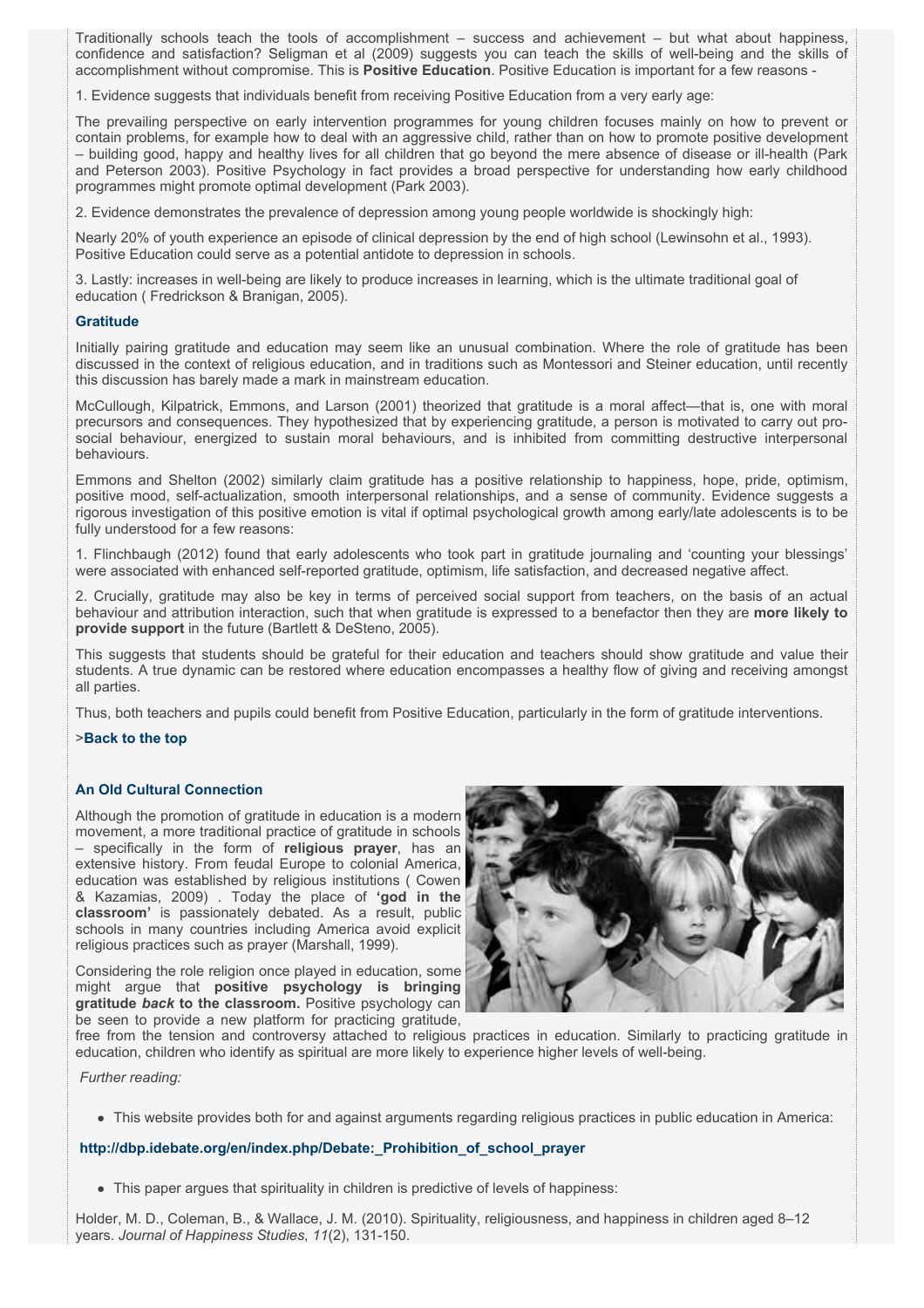Traditionally schools teach the tools of accomplishment – success and achievement – but what about happiness, confidence and satisfaction? Seligman et al (2009) suggests you can teach the skills of well-being and the skills of accomplishment without compromise. This is **Positive Education**. Positive Education is important for a few reasons -

1. Evidence suggests that individuals benefit from receiving Positive Education from a very early age:

The prevailing perspective on early intervention programmes for young children focuses mainly on how to prevent or contain problems, for example how to deal with an aggressive child, rather than on how to promote positive development – building good, happy and healthy lives for all children that go beyond the mere absence of disease or ill-health (Park and Peterson 2003). Positive Psychology in fact provides a broad perspective for understanding how early childhood programmes might promote optimal development (Park 2003).

2. Evidence demonstrates the prevalence of depression among young people worldwide is shockingly high:

Nearly 20% of youth experience an episode of clinical depression by the end of high school (Lewinsohn et al., 1993). Positive Education could serve as a potential antidote to depression in schools.

3. Lastly: increases in well-being are likely to produce increases in learning, which is the ultimate traditional goal of education ( Fredrickson & Branigan, 2005).

### Gratitude

Initially pairing gratitude and education may seem like an unusual combination. Where the role of gratitude has been discussed in the context of religious education, and in traditions such as Montessori and Steiner education, until recently this discussion has barely made a mark in mainstream education.

McCullough, Kilpatrick, Emmons, and Larson (2001) theorized that gratitude is a moral affect—that is, one with moral precursors and consequences. They hypothesized that by experiencing gratitude, a person is motivated to carry out pro-social behaviour, energized to sustain moral behaviours, and is inhibited from committing destructive interpersonal behaviours.

Emmons and Shelton (2002) similarly claim gratitude has a positive relationship to happiness, hope, pride, optimism, positive mood, self-actualization, smooth interpersonal relationships, and a sense of community. Evidence suggests a rigorous investigation of this positive emotion is vital if optimal psychological growth among early/late adolescents is to be fully understood for a few reasons:

1. Flinchbaugh (2012) found that early adolescents who took part in gratitude journaling and 'counting your blessings' were associated with enhanced self-reported gratitude, optimism, life satisfaction, and decreased negative affect.

2. Crucially, gratitude may also be key in terms of perceived social support from teachers, on the basis of an actual behaviour and attribution interaction, such that when gratitude is expressed to a benefactor then they are **more likely to provide support** in the future (Bartlett & DeSteno, 2005).

This suggests that students should be grateful for their education and teachers should show gratitude and value their students. A true dynamic can be restored where education encompasses a healthy flow of giving and receiving amongst all parties.

Thus, both teachers and pupils could benefit from Positive Education, particularly in the form of gratitude interventions.

>**Back to the top**

### An Old Cultural Connection

Although the promotion of gratitude in education is a modern movement, a more traditional practice of gratitude in schools – specifically in the form of **religious prayer**, has an extensive history. From feudal Europe to colonial America, education was established by religious institutions ( Cowen & Kazamias, 2009) . Today the place of **'god in the classroom'** is passionately debated. As a result, public schools in many countries including America avoid explicit religious practices such as prayer (Marshall, 1999).

Considering the role religion once played in education, some might argue that **positive psychology is bringing gratitude *back* to the classroom.** Positive psychology can be seen to provide a new platform for practicing gratitude, free from the tension and controversy attached to religious practices in education. Similarly to practicing gratitude in education, children who identify as spiritual are more likely to experience higher levels of well-being.

*Further reading:*

- This website provides both for and against arguments regarding religious practices in public education in America:

**http://dbp.idebate.org/en/index.php/Debate:_Prohibition_of_school_prayer**

- This paper argues that spirituality in children is predictive of levels of happiness:

Holder, M. D., Coleman, B., & Wallace, J. M. (2010). Spirituality, religiousness, and happiness in children aged 8–12 years. *Journal of Happiness Studies*, *11*(2), 131-150.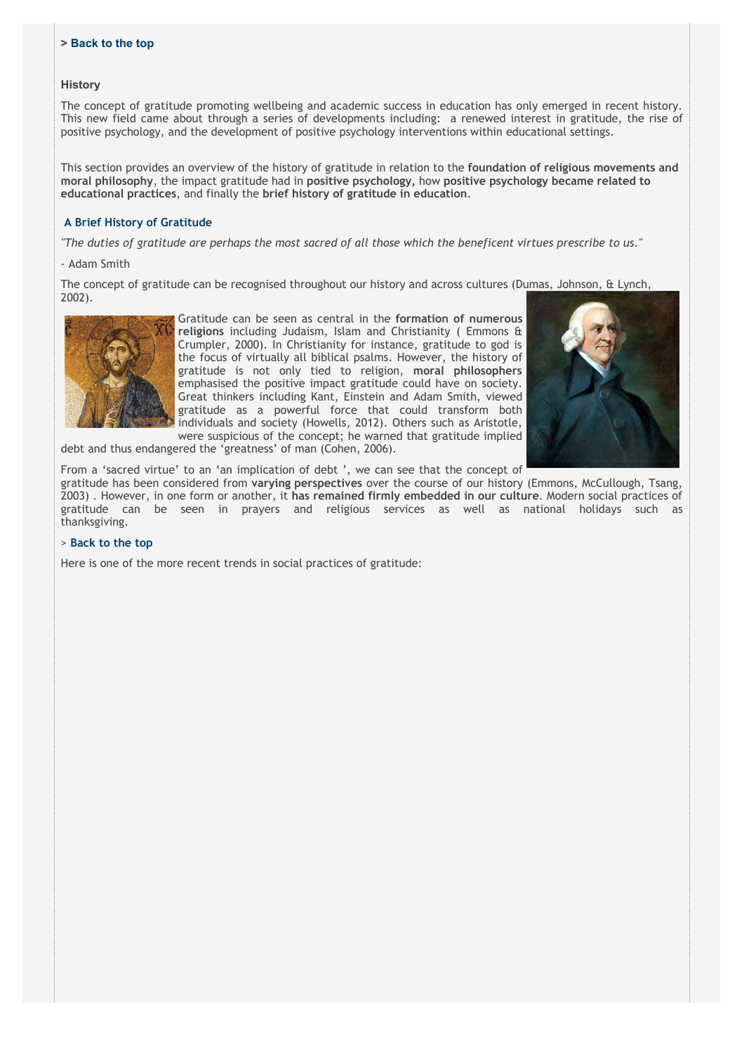**> Back to the top**

### History

The concept of gratitude promoting wellbeing and academic success in education has only emerged in recent history. This new field came about through a series of developments including:  a renewed interest in gratitude, the rise of positive psychology, and the development of positive psychology interventions within educational settings.

This section provides an overview of the history of gratitude in relation to the **foundation of religious movements and moral philosophy**, the impact gratitude had in **positive psychology,** how **positive psychology became related to educational practices**, and finally the **brief history of gratitude in education**.

### A Brief History of Gratitude

*"The duties of gratitude are perhaps the most sacred of all those which the beneficent virtues prescribe to us."*

- Adam Smith

The concept of gratitude can be recognised throughout our history and across cultures (Dumas, Johnson, & Lynch, 2002).

Gratitude can be seen as central in the **formation of numerous religions** including Judaism, Islam and Christianity ( Emmons & Crumpler, 2000). In Christianity for instance, gratitude to god is the focus of virtually all biblical psalms. However, the history of gratitude is not only tied to religion, **moral philosophers** emphasised the positive impact gratitude could have on society. Great thinkers including Kant, Einstein and Adam Smith, viewed gratitude as a powerful force that could transform both individuals and society (Howells, 2012). Others such as Aristotle, were suspicious of the concept; he warned that gratitude implied debt and thus endangered the 'greatness' of man (Cohen, 2006).

From a 'sacred virtue' to an 'an implication of debt ', we can see that the concept of gratitude has been considered from **varying perspectives** over the course of our history (Emmons, McCullough, Tsang, 2003) . However, in one form or another, it **has remained firmly embedded in our culture**. Modern social practices of gratitude can be seen in prayers and religious services as well as national holidays such as thanksgiving.

> **Back to the top**

Here is one of the more recent trends in social practices of gratitude: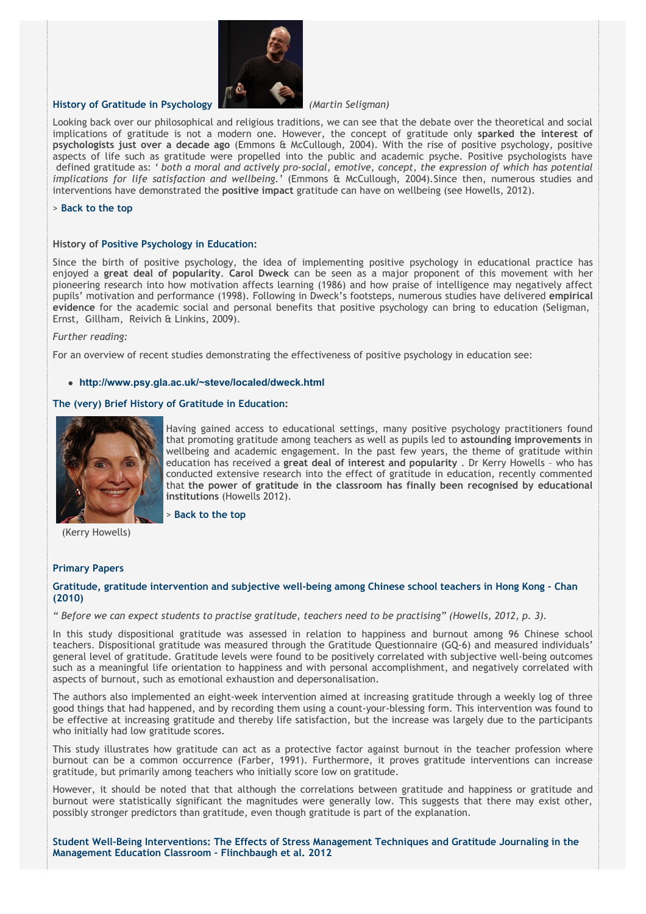### History of Gratitude in Psychology

*(Martin Seligman)*

Looking back over our philosophical and religious traditions, we can see that the debate over the theoretical and social implications of gratitude is not a modern one. However, the concept of gratitude only **sparked the interest of psychologists just over a decade ago** (Emmons & McCullough, 2004). With the rise of positive psychology, positive aspects of life such as gratitude were propelled into the public and academic psyche. Positive psychologists have defined gratitude as: *' both a moral and actively pro-social, emotive, concept, the expression of which has potential implications for life satisfaction and wellbeing.'* (Emmons & McCullough, 2004).Since then, numerous studies and interventions have demonstrated the **positive impact** gratitude can have on wellbeing (see Howells, 2012).

> **Back to the top**

### History of Positive Psychology in Education:

Since the birth of positive psychology, the idea of implementing positive psychology in educational practice has enjoyed a **great deal of popularity**. **Carol Dweck** can be seen as a major proponent of this movement with her pioneering research into how motivation affects learning (1986) and how praise of intelligence may negatively affect pupils' motivation and performance (1998). Following in Dweck's footsteps, numerous studies have delivered **empirical evidence** for the academic social and personal benefits that positive psychology can bring to education (Seligman, Ernst, Gillham, Reivich & Linkins, 2009).

*Further reading:*

For an overview of recent studies demonstrating the effectiveness of positive psychology in education see:

- **http://www.psy.gla.ac.uk/~steve/localed/dweck.html**

### The (very) Brief History of Gratitude in Education:

Having gained access to educational settings, many positive psychology practitioners found that promoting gratitude among teachers as well as pupils led to **astounding improvements** in wellbeing and academic engagement. In the past few years, the theme of gratitude within education has received a **great deal of interest and popularity** . Dr Kerry Howells – who has conducted extensive research into the effect of gratitude in education, recently commented that **the power of gratitude in the classroom has finally been recognised by educational institutions** (Howells 2012).

> **Back to the top**

(Kerry Howells)

### Primary Papers

#### Gratitude, gratitude intervention and subjective well-being among Chinese school teachers in Hong Kong – Chan (2010)

*" Before we can expect students to practise gratitude, teachers need to be practising" (Howells, 2012, p. 3).*

In this study dispositional gratitude was assessed in relation to happiness and burnout among 96 Chinese school teachers. Dispositional gratitude was measured through the Gratitude Questionnaire (GQ-6) and measured individuals' general level of gratitude. Gratitude levels were found to be positively correlated with subjective well-being outcomes such as a meaningful life orientation to happiness and with personal accomplishment, and negatively correlated with aspects of burnout, such as emotional exhaustion and depersonalisation.

The authors also implemented an eight-week intervention aimed at increasing gratitude through a weekly log of three good things that had happened, and by recording them using a count-your-blessing form. This intervention was found to be effective at increasing gratitude and thereby life satisfaction, but the increase was largely due to the participants who initially had low gratitude scores.

This study illustrates how gratitude can act as a protective factor against burnout in the teacher profession where burnout can be a common occurrence (Farber, 1991). Furthermore, it proves gratitude interventions can increase gratitude, but primarily among teachers who initially score low on gratitude.

However, it should be noted that that although the correlations between gratitude and happiness or gratitude and burnout were statistically significant the magnitudes were generally low. This suggests that there may exist other, possibly stronger predictors than gratitude, even though gratitude is part of the explanation.

#### Student Well-Being Interventions: The Effects of Stress Management Techniques and Gratitude Journaling in the Management Education Classroom – Flinchbaugh et al. 2012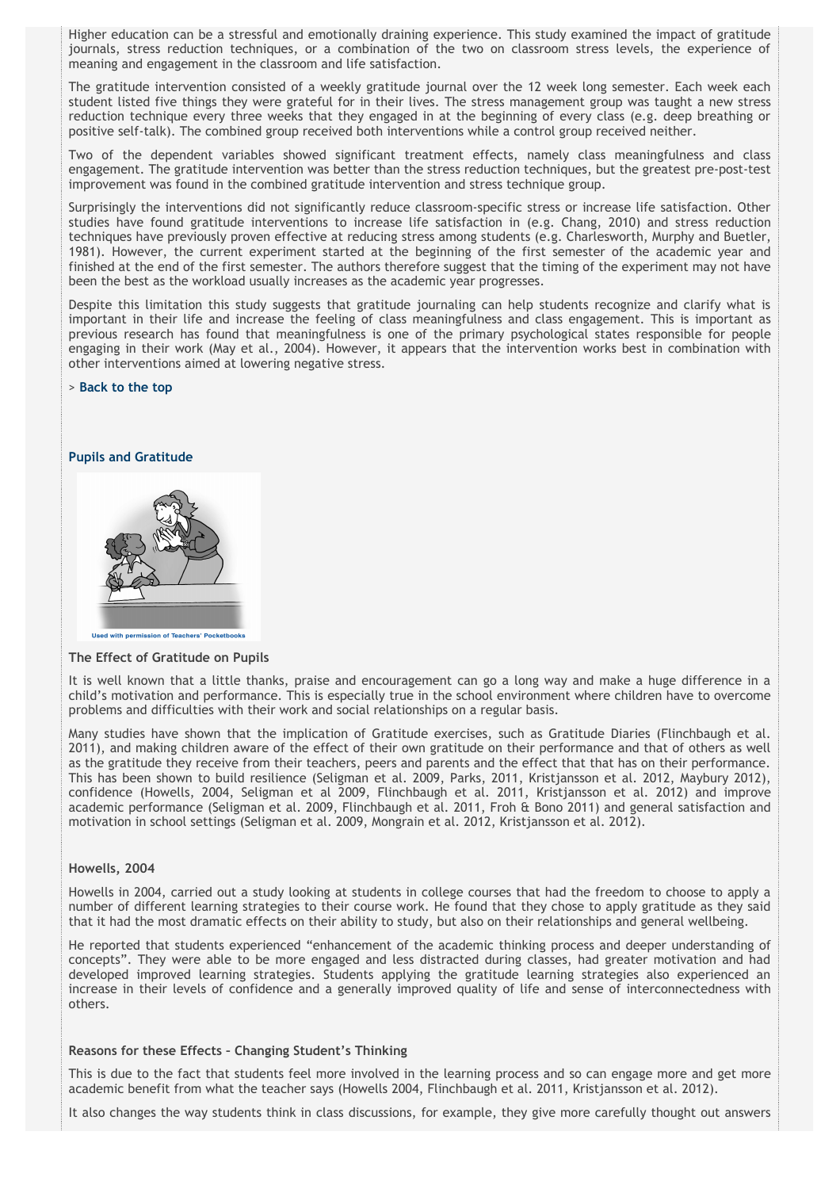Higher education can be a stressful and emotionally draining experience. This study examined the impact of gratitude journals, stress reduction techniques, or a combination of the two on classroom stress levels, the experience of meaning and engagement in the classroom and life satisfaction.

The gratitude intervention consisted of a weekly gratitude journal over the 12 week long semester. Each week each student listed five things they were grateful for in their lives. The stress management group was taught a new stress reduction technique every three weeks that they engaged in at the beginning of every class (e.g. deep breathing or positive self-talk). The combined group received both interventions while a control group received neither.

Two of the dependent variables showed significant treatment effects, namely class meaningfulness and class engagement. The gratitude intervention was better than the stress reduction techniques, but the greatest pre-post-test improvement was found in the combined gratitude intervention and stress technique group.

Surprisingly the interventions did not significantly reduce classroom-specific stress or increase life satisfaction. Other studies have found gratitude interventions to increase life satisfaction in (e.g. Chang, 2010) and stress reduction techniques have previously proven effective at reducing stress among students (e.g. Charlesworth, Murphy and Buetler, 1981). However, the current experiment started at the beginning of the first semester of the academic year and finished at the end of the first semester. The authors therefore suggest that the timing of the experiment may not have been the best as the workload usually increases as the academic year progresses.

Despite this limitation this study suggests that gratitude journaling can help students recognize and clarify what is important in their life and increase the feeling of class meaningfulness and class engagement. This is important as previous research has found that meaningfulness is one of the primary psychological states responsible for people engaging in their work (May et al., 2004). However, it appears that the intervention works best in combination with other interventions aimed at lowering negative stress.

> **Back to the top**

## Pupils and Gratitude

Used with permission of Teachers' Pocketbooks

### The Effect of Gratitude on Pupils

It is well known that a little thanks, praise and encouragement can go a long way and make a huge difference in a child's motivation and performance. This is especially true in the school environment where children have to overcome problems and difficulties with their work and social relationships on a regular basis.

Many studies have shown that the implication of Gratitude exercises, such as Gratitude Diaries (Flinchbaugh et al. 2011), and making children aware of the effect of their own gratitude on their performance and that of others as well as the gratitude they receive from their teachers, peers and parents and the effect that that has on their performance. This has been shown to build resilience (Seligman et al. 2009, Parks, 2011, Kristjansson et al. 2012, Maybury 2012), confidence (Howells, 2004, Seligman et al 2009, Flinchbaugh et al. 2011, Kristjansson et al. 2012) and improve academic performance (Seligman et al. 2009, Flinchbaugh et al. 2011, Froh & Bono 2011) and general satisfaction and motivation in school settings (Seligman et al. 2009, Mongrain et al. 2012, Kristjansson et al. 2012).

### Howells, 2004

Howells in 2004, carried out a study looking at students in college courses that had the freedom to choose to apply a number of different learning strategies to their course work. He found that they chose to apply gratitude as they said that it had the most dramatic effects on their ability to study, but also on their relationships and general wellbeing.

He reported that students experienced "enhancement of the academic thinking process and deeper understanding of concepts". They were able to be more engaged and less distracted during classes, had greater motivation and had developed improved learning strategies. Students applying the gratitude learning strategies also experienced an increase in their levels of confidence and a generally improved quality of life and sense of interconnectedness with others.

### Reasons for these Effects – Changing Student's Thinking

This is due to the fact that students feel more involved in the learning process and so can engage more and get more academic benefit from what the teacher says (Howells 2004, Flinchbaugh et al. 2011, Kristjansson et al. 2012).

It also changes the way students think in class discussions, for example, they give more carefully thought out answers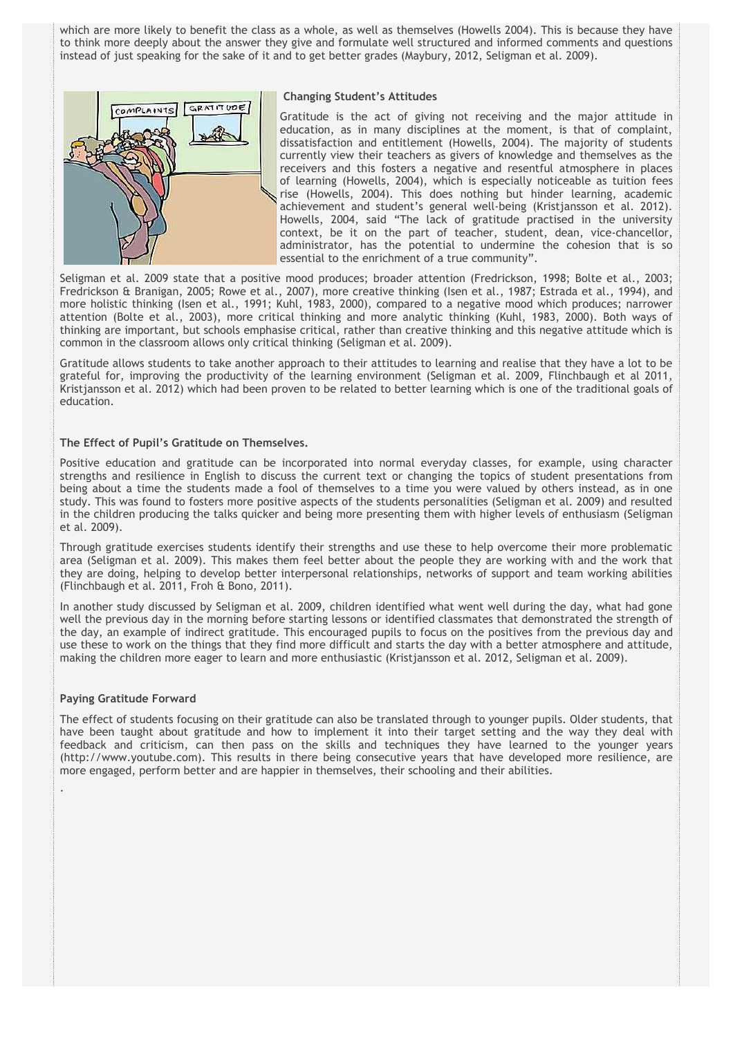which are more likely to benefit the class as a whole, as well as themselves (Howells 2004). This is because they have to think more deeply about the answer they give and formulate well structured and informed comments and questions instead of just speaking for the sake of it and to get better grades (Maybury, 2012, Seligman et al. 2009).

**Changing Student's Attitudes**

Gratitude is the act of giving not receiving and the major attitude in education, as in many disciplines at the moment, is that of complaint, dissatisfaction and entitlement (Howells, 2004). The majority of students currently view their teachers as givers of knowledge and themselves as the receivers and this fosters a negative and resentful atmosphere in places of learning (Howells, 2004), which is especially noticeable as tuition fees rise (Howells, 2004). This does nothing but hinder learning, academic achievement and student's general well-being (Kristjansson et al. 2012). Howells, 2004, said "The lack of gratitude practised in the university context, be it on the part of teacher, student, dean, vice-chancellor, administrator, has the potential to undermine the cohesion that is so essential to the enrichment of a true community".

Seligman et al. 2009 state that a positive mood produces; broader attention (Fredrickson, 1998; Bolte et al., 2003; Fredrickson & Branigan, 2005; Rowe et al., 2007), more creative thinking (Isen et al., 1987; Estrada et al., 1994), and more holistic thinking (Isen et al., 1991; Kuhl, 1983, 2000), compared to a negative mood which produces; narrower attention (Bolte et al., 2003), more critical thinking and more analytic thinking (Kuhl, 1983, 2000). Both ways of thinking are important, but schools emphasise critical, rather than creative thinking and this negative attitude which is common in the classroom allows only critical thinking (Seligman et al. 2009).

Gratitude allows students to take another approach to their attitudes to learning and realise that they have a lot to be grateful for, improving the productivity of the learning environment (Seligman et al. 2009, Flinchbaugh et al 2011, Kristjansson et al. 2012) which had been proven to be related to better learning which is one of the traditional goals of education.

**The Effect of Pupil's Gratitude on Themselves.**

Positive education and gratitude can be incorporated into normal everyday classes, for example, using character strengths and resilience in English to discuss the current text or changing the topics of student presentations from being about a time the students made a fool of themselves to a time you were valued by others instead, as in one study. This was found to fosters more positive aspects of the students personalities (Seligman et al. 2009) and resulted in the children producing the talks quicker and being more presenting them with higher levels of enthusiasm (Seligman et al. 2009).

Through gratitude exercises students identify their strengths and use these to help overcome their more problematic area (Seligman et al. 2009). This makes them feel better about the people they are working with and the work that they are doing, helping to develop better interpersonal relationships, networks of support and team working abilities (Flinchbaugh et al. 2011, Froh & Bono, 2011).

In another study discussed by Seligman et al. 2009, children identified what went well during the day, what had gone well the previous day in the morning before starting lessons or identified classmates that demonstrated the strength of the day, an example of indirect gratitude. This encouraged pupils to focus on the positives from the previous day and use these to work on the things that they find more difficult and starts the day with a better atmosphere and attitude, making the children more eager to learn and more enthusiastic (Kristjansson et al. 2012, Seligman et al. 2009).

**Paying Gratitude Forward**

The effect of students focusing on their gratitude can also be translated through to younger pupils. Older students, that have been taught about gratitude and how to implement it into their target setting and the way they deal with feedback and criticism, can then pass on the skills and techniques they have learned to the younger years (http://www.youtube.com). This results in there being consecutive years that have developed more resilience, are more engaged, perform better and are happier in themselves, their schooling and their abilities.

.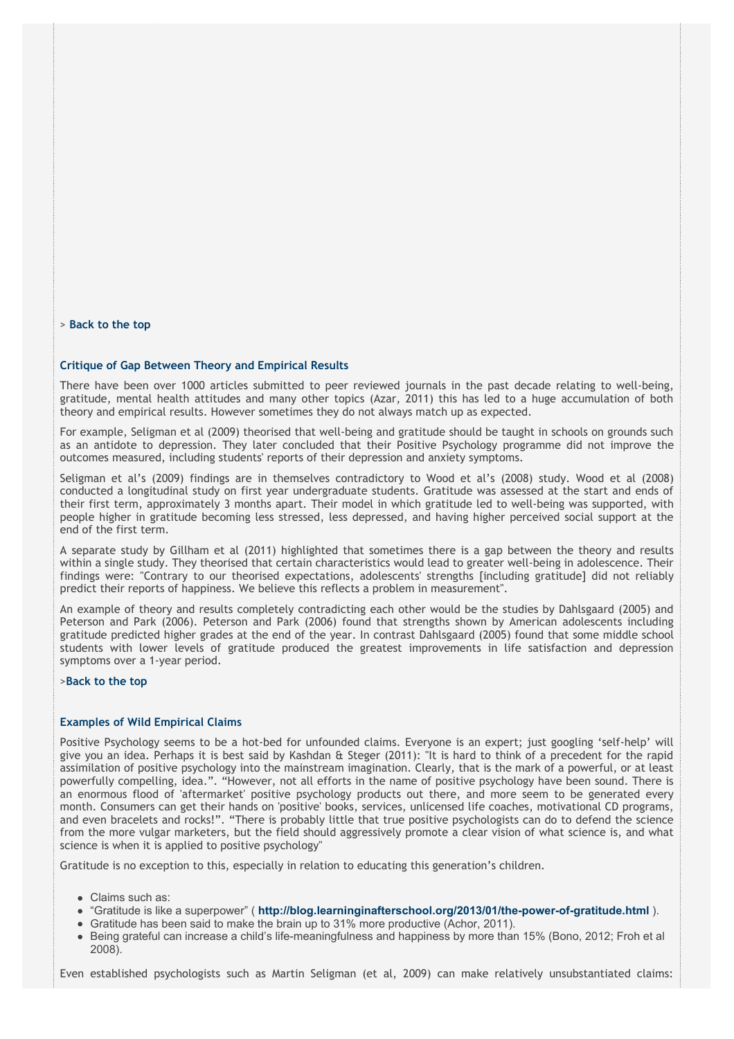> **Back to the top**

### Critique of Gap Between Theory and Empirical Results

There have been over 1000 articles submitted to peer reviewed journals in the past decade relating to well-being, gratitude, mental health attitudes and many other topics (Azar, 2011) this has led to a huge accumulation of both theory and empirical results. However sometimes they do not always match up as expected.

For example, Seligman et al (2009) theorised that well-being and gratitude should be taught in schools on grounds such as an antidote to depression. They later concluded that their Positive Psychology programme did not improve the outcomes measured, including students' reports of their depression and anxiety symptoms.

Seligman et al's (2009) findings are in themselves contradictory to Wood et al's (2008) study. Wood et al (2008) conducted a longitudinal study on first year undergraduate students. Gratitude was assessed at the start and ends of their first term, approximately 3 months apart. Their model in which gratitude led to well-being was supported, with people higher in gratitude becoming less stressed, less depressed, and having higher perceived social support at the end of the first term.

A separate study by Gillham et al (2011) highlighted that sometimes there is a gap between the theory and results within a single study. They theorised that certain characteristics would lead to greater well-being in adolescence. Their findings were: "Contrary to our theorised expectations, adolescents' strengths [including gratitude] did not reliably predict their reports of happiness. We believe this reflects a problem in measurement".

An example of theory and results completely contradicting each other would be the studies by Dahlsgaard (2005) and Peterson and Park (2006). Peterson and Park (2006) found that strengths shown by American adolescents including gratitude predicted higher grades at the end of the year. In contrast Dahlsgaard (2005) found that some middle school students with lower levels of gratitude produced the greatest improvements in life satisfaction and depression symptoms over a 1-year period.

>**Back to the top**

### Examples of Wild Empirical Claims

Positive Psychology seems to be a hot-bed for unfounded claims. Everyone is an expert; just googling 'self-help' will give you an idea. Perhaps it is best said by Kashdan & Steger (2011): "It is hard to think of a precedent for the rapid assimilation of positive psychology into the mainstream imagination. Clearly, that is the mark of a powerful, or at least powerfully compelling, idea.". "However, not all efforts in the name of positive psychology have been sound. There is an enormous flood of 'aftermarket' positive psychology products out there, and more seem to be generated every month. Consumers can get their hands on 'positive' books, services, unlicensed life coaches, motivational CD programs, and even bracelets and rocks!". "There is probably little that true positive psychologists can do to defend the science from the more vulgar marketers, but the field should aggressively promote a clear vision of what science is, and what science is when it is applied to positive psychology"

Gratitude is no exception to this, especially in relation to educating this generation's children.

- Claims such as:
- "Gratitude is like a superpower" ( **http://blog.learninginafterschool.org/2013/01/the-power-of-gratitude.html** ).
- Gratitude has been said to make the brain up to 31% more productive (Achor, 2011).
- Being grateful can increase a child's life-meaningfulness and happiness by more than 15% (Bono, 2012; Froh et al 2008).

Even established psychologists such as Martin Seligman (et al, 2009) can make relatively unsubstantiated claims: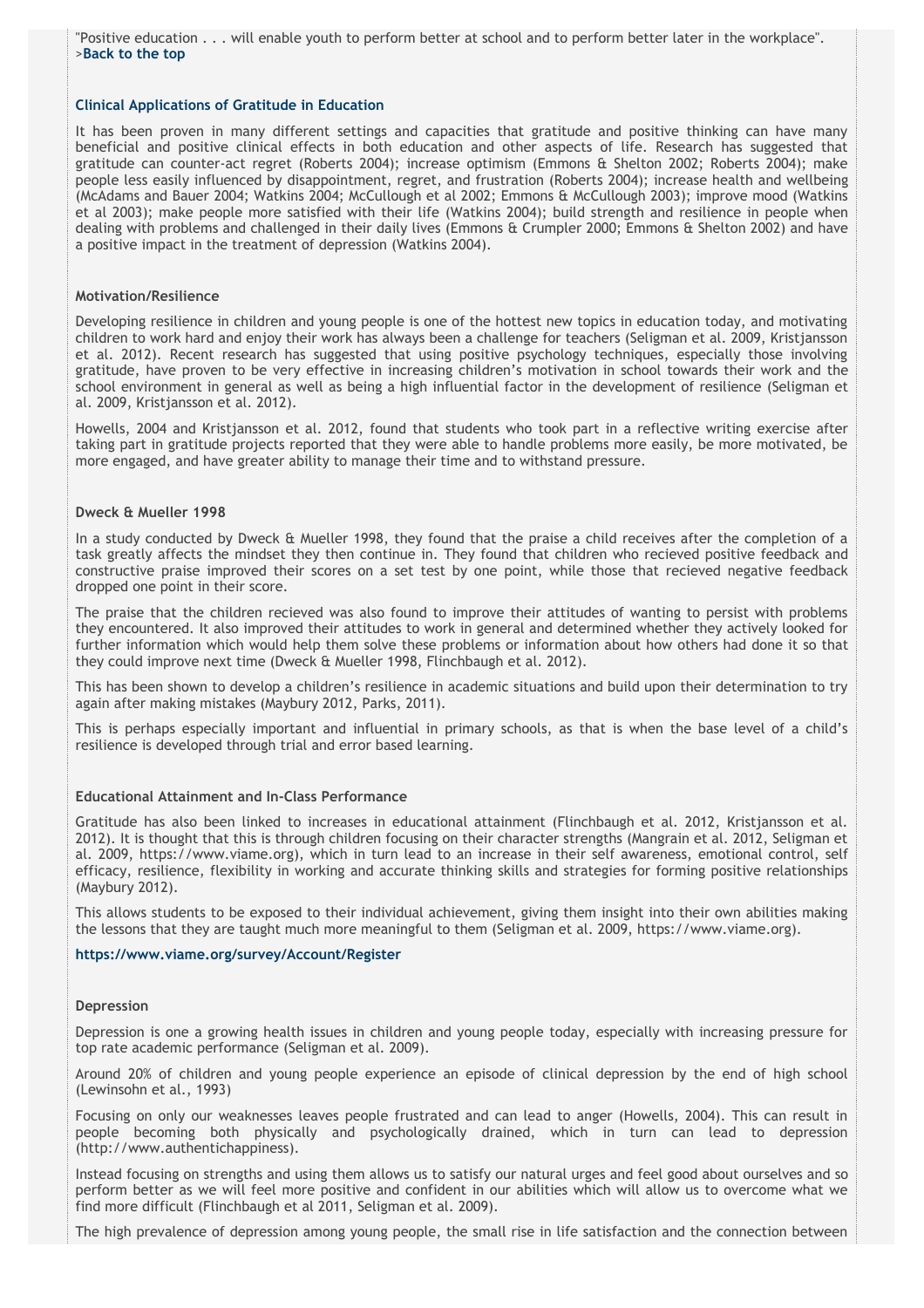"Positive education . . . will enable youth to perform better at school and to perform better later in the workplace".
>**Back to the top**

### Clinical Applications of Gratitude in Education

It has been proven in many different settings and capacities that gratitude and positive thinking can have many beneficial and positive clinical effects in both education and other aspects of life. Research has suggested that gratitude can counter-act regret (Roberts 2004); increase optimism (Emmons & Shelton 2002; Roberts 2004); make people less easily influenced by disappointment, regret, and frustration (Roberts 2004); increase health and wellbeing (McAdams and Bauer 2004; Watkins 2004; McCullough et al 2002; Emmons & McCullough 2003); improve mood (Watkins et al 2003); make people more satisfied with their life (Watkins 2004); build strength and resilience in people when dealing with problems and challenged in their daily lives (Emmons & Crumpler 2000; Emmons & Shelton 2002) and have a positive impact in the treatment of depression (Watkins 2004).

#### Motivation/Resilience

Developing resilience in children and young people is one of the hottest new topics in education today, and motivating children to work hard and enjoy their work has always been a challenge for teachers (Seligman et al. 2009, Kristjansson et al. 2012). Recent research has suggested that using positive psychology techniques, especially those involving gratitude, have proven to be very effective in increasing children's motivation in school towards their work and the school environment in general as well as being a high influential factor in the development of resilience (Seligman et al. 2009, Kristjansson et al. 2012).

Howells, 2004 and Kristjansson et al. 2012, found that students who took part in a reflective writing exercise after taking part in gratitude projects reported that they were able to handle problems more easily, be more motivated, be more engaged, and have greater ability to manage their time and to withstand pressure.

#### Dweck & Mueller 1998

In a study conducted by Dweck & Mueller 1998, they found that the praise a child receives after the completion of a task greatly affects the mindset they then continue in. They found that children who recieved positive feedback and constructive praise improved their scores on a set test by one point, while those that recieved negative feedback dropped one point in their score.

The praise that the children recieved was also found to improve their attitudes of wanting to persist with problems they encountered. It also improved their attitudes to work in general and determined whether they actively looked for further information which would help them solve these problems or information about how others had done it so that they could improve next time (Dweck & Mueller 1998, Flinchbaugh et al. 2012).

This has been shown to develop a children's resilience in academic situations and build upon their determination to try again after making mistakes (Maybury 2012, Parks, 2011).

This is perhaps especially important and influential in primary schools, as that is when the base level of a child's resilience is developed through trial and error based learning.

#### Educational Attainment and In-Class Performance

Gratitude has also been linked to increases in educational attainment (Flinchbaugh et al. 2012, Kristjansson et al. 2012). It is thought that this is through children focusing on their character strengths (Mangrain et al. 2012, Seligman et al. 2009, https://www.viame.org), which in turn lead to an increase in their self awareness, emotional control, self efficacy, resilience, flexibility in working and accurate thinking skills and strategies for forming positive relationships (Maybury 2012).

This allows students to be exposed to their individual achievement, giving them insight into their own abilities making the lessons that they are taught much more meaningful to them (Seligman et al. 2009, https://www.viame.org).

**https://www.viame.org/survey/Account/Register**

#### Depression

Depression is one a growing health issues in children and young people today, especially with increasing pressure for top rate academic performance (Seligman et al. 2009).

Around 20% of children and young people experience an episode of clinical depression by the end of high school (Lewinsohn et al., 1993)

Focusing on only our weaknesses leaves people frustrated and can lead to anger (Howells, 2004). This can result in people becoming both physically and psychologically drained, which in turn can lead to depression (http://www.authentichappiness).

Instead focusing on strengths and using them allows us to satisfy our natural urges and feel good about ourselves and so perform better as we will feel more positive and confident in our abilities which will allow us to overcome what we find more difficult (Flinchbaugh et al 2011, Seligman et al. 2009).

The high prevalence of depression among young people, the small rise in life satisfaction and the connection between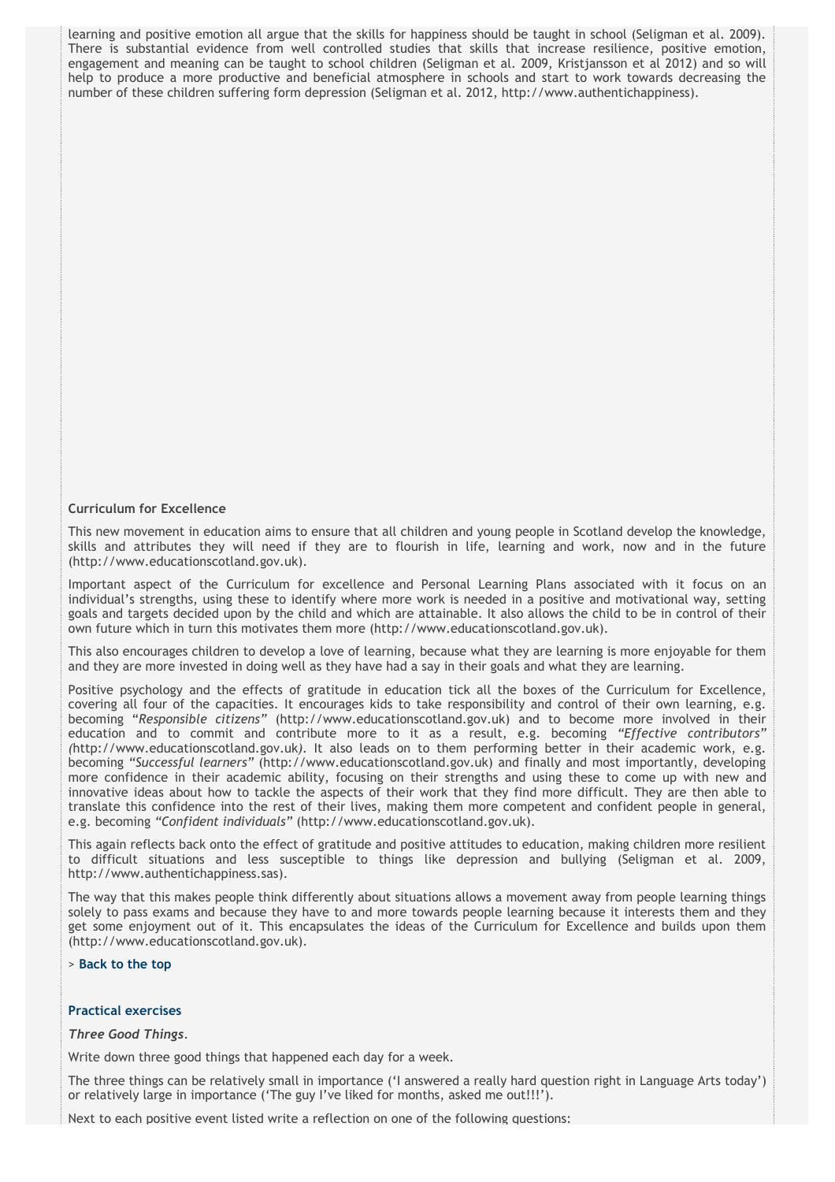learning and positive emotion all argue that the skills for happiness should be taught in school (Seligman et al. 2009). There is substantial evidence from well controlled studies that skills that increase resilience, positive emotion, engagement and meaning can be taught to school children (Seligman et al. 2009, Kristjansson et al 2012) and so will help to produce a more productive and beneficial atmosphere in schools and start to work towards decreasing the number of these children suffering form depression (Seligman et al. 2012, http://www.authentichappiness).

**Curriculum for Excellence**

This new movement in education aims to ensure that all children and young people in Scotland develop the knowledge, skills and attributes they will need if they are to flourish in life, learning and work, now and in the future (http://www.educationscotland.gov.uk).

Important aspect of the Curriculum for excellence and Personal Learning Plans associated with it focus on an individual's strengths, using these to identify where more work is needed in a positive and motivational way, setting goals and targets decided upon by the child and which are attainable. It also allows the child to be in control of their own future which in turn this motivates them more (http://www.educationscotland.gov.uk).

This also encourages children to develop a love of learning, because what they are learning is more enjoyable for them and they are more invested in doing well as they have had a say in their goals and what they are learning.

Positive psychology and the effects of gratitude in education tick all the boxes of the Curriculum for Excellence, covering all four of the capacities. It encourages kids to take responsibility and control of their own learning, e.g. becoming "*Responsible citizens*" (http://www.educationscotland.gov.uk) and to become more involved in their education and to commit and contribute more to it as a result, e.g. becoming *"Effective contributors" (*http://www.educationscotland.gov.uk*)*. It also leads on to them performing better in their academic work, e.g. becoming *"Successful learners"* (http://www.educationscotland.gov.uk) and finally and most importantly, developing more confidence in their academic ability, focusing on their strengths and using these to come up with new and innovative ideas about how to tackle the aspects of their work that they find more difficult. They are then able to translate this confidence into the rest of their lives, making them more competent and confident people in general, e.g. becoming *"Confident individuals"* (http://www.educationscotland.gov.uk).

This again reflects back onto the effect of gratitude and positive attitudes to education, making children more resilient to difficult situations and less susceptible to things like depression and bullying (Seligman et al. 2009, http://www.authentichappiness.sas).

The way that this makes people think differently about situations allows a movement away from people learning things solely to pass exams and because they have to and more towards people learning because it interests them and they get some enjoyment out of it. This encapsulates the ideas of the Curriculum for Excellence and builds upon them (http://www.educationscotland.gov.uk).

> **Back to the top**

**Practical exercises**

***Three Good Things***.

Write down three good things that happened each day for a week.

The three things can be relatively small in importance ('I answered a really hard question right in Language Arts today') or relatively large in importance ('The guy I've liked for months, asked me out!!!').

Next to each positive event listed write a reflection on one of the following questions: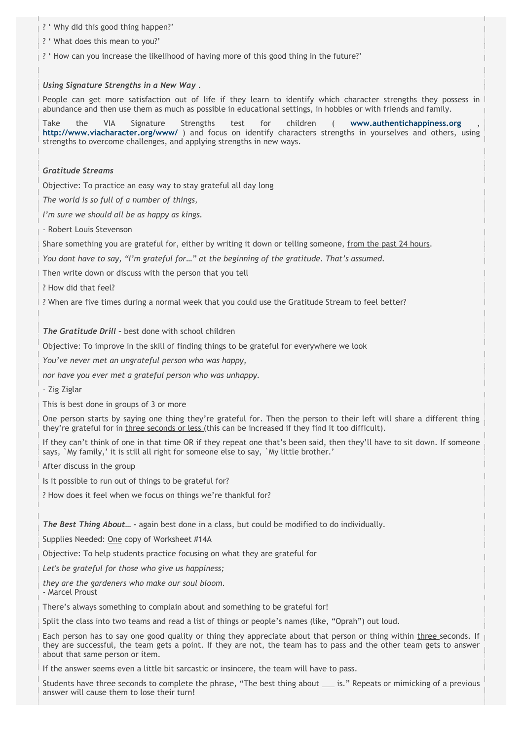? ‘ Why did this good thing happen?’

? ‘ What does this mean to you?’

? ‘ How can you increase the likelihood of having more of this good thing in the future?’

***Using Signature Strengths in a New Way*** .

People can get more satisfaction out of life if they learn to identify which character strengths they possess in abundance and then use them as much as possible in educational settings, in hobbies or with friends and family.

Take the VIA Signature Strengths test for children ( **www.authentichappiness.org** , **http://www.viacharacter.org/www/** ) and focus on identify characters strengths in yourselves and others, using strengths to overcome challenges, and applying strengths in new ways.

***Gratitude Streams***

Objective: To practice an easy way to stay grateful all day long

*The world is so full of a number of things,*

*I’m sure we should all be as happy as kings.*

- Robert Louis Stevenson

Share something you are grateful for, either by writing it down or telling someone, <u>from the past 24 hours</u>.

*You dont have to say, “I’m grateful for…” at the beginning of the gratitude. That’s assumed.*

Then write down or discuss with the person that you tell

? How did that feel?

? When are five times during a normal week that you could use the Gratitude Stream to feel better?

***The Gratitude Drill*** – best done with school children

Objective: To improve in the skill of finding things to be grateful for everywhere we look

*You’ve never met an ungrateful person who was happy,*

*nor have you ever met a grateful person who was unhappy.*

- Zig Ziglar

This is best done in groups of 3 or more

One person starts by saying one thing they’re grateful for. Then the person to their left will share a different thing they’re grateful for in <u>three seconds or less</u> (this can be increased if they find it too difficult).

If they can’t think of one in that time OR if they repeat one that’s been said, then they’ll have to sit down. If someone says, `My family,’ it is still all right for someone else to say, `My little brother.’

After discuss in the group

Is it possible to run out of things to be grateful for?

? How does it feel when we focus on things we’re thankful for?

***The Best Thing About…*** – again best done in a class, but could be modified to do individually.

Supplies Needed: <u>One</u> copy of Worksheet #14A

Objective: To help students practice focusing on what they are grateful for

*Let's be grateful for those who give us happiness;*

*they are the gardeners who make our soul bloom.*
- Marcel Proust

There’s always something to complain about and something to be grateful for!

Split the class into two teams and read a list of things or people’s names (like, “Oprah”) out loud.

Each person has to say one good quality or thing they appreciate about that person or thing within <u>three</u> seconds. If they are successful, the team gets a point. If they are not, the team has to pass and the other team gets to answer about that same person or item.

If the answer seems even a little bit sarcastic or insincere, the team will have to pass.

Students have three seconds to complete the phrase, “The best thing about ___ is.” Repeats or mimicking of a previous answer will cause them to lose their turn!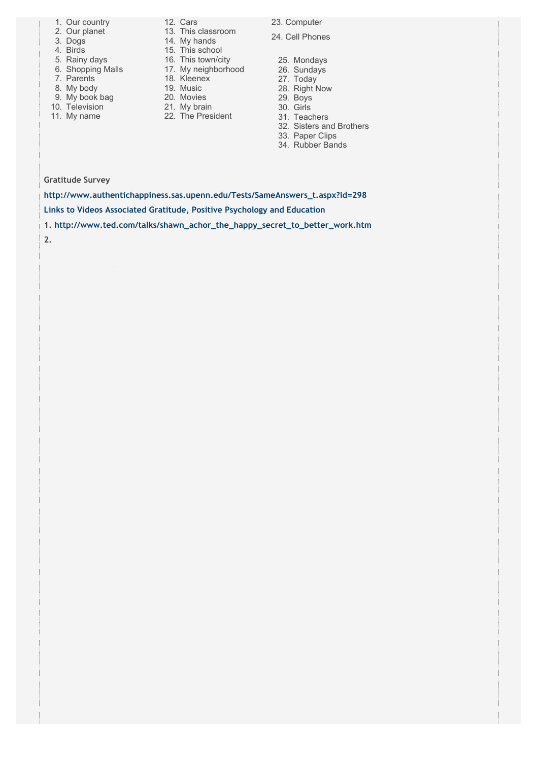1. Our country
2. Our planet
3. Dogs
4. Birds
5. Rainy days
6. Shopping Malls
7. Parents
8. My body
9. My book bag
10. Television
11. My name
12. Cars
13. This classroom
14. My hands
15. This school
16. This town/city
17. My neighborhood
18. Kleenex
19. Music
20. Movies
21. My brain
22. The President
23. Computer
24. Cell Phones
25. Mondays
26. Sundays
27. Today
28. Right Now
29. Boys
30. Girls
31. Teachers
32. Sisters and Brothers
33. Paper Clips
34. Rubber Bands

**Gratitude Survey**

**http://www.authentichappiness.sas.upenn.edu/Tests/SameAnswers_t.aspx?id=298**

**Links to Videos Associated Gratitude, Positive Psychology and Education**

**1. http://www.ted.com/talks/shawn_achor_the_happy_secret_to_better_work.htm**

**2.**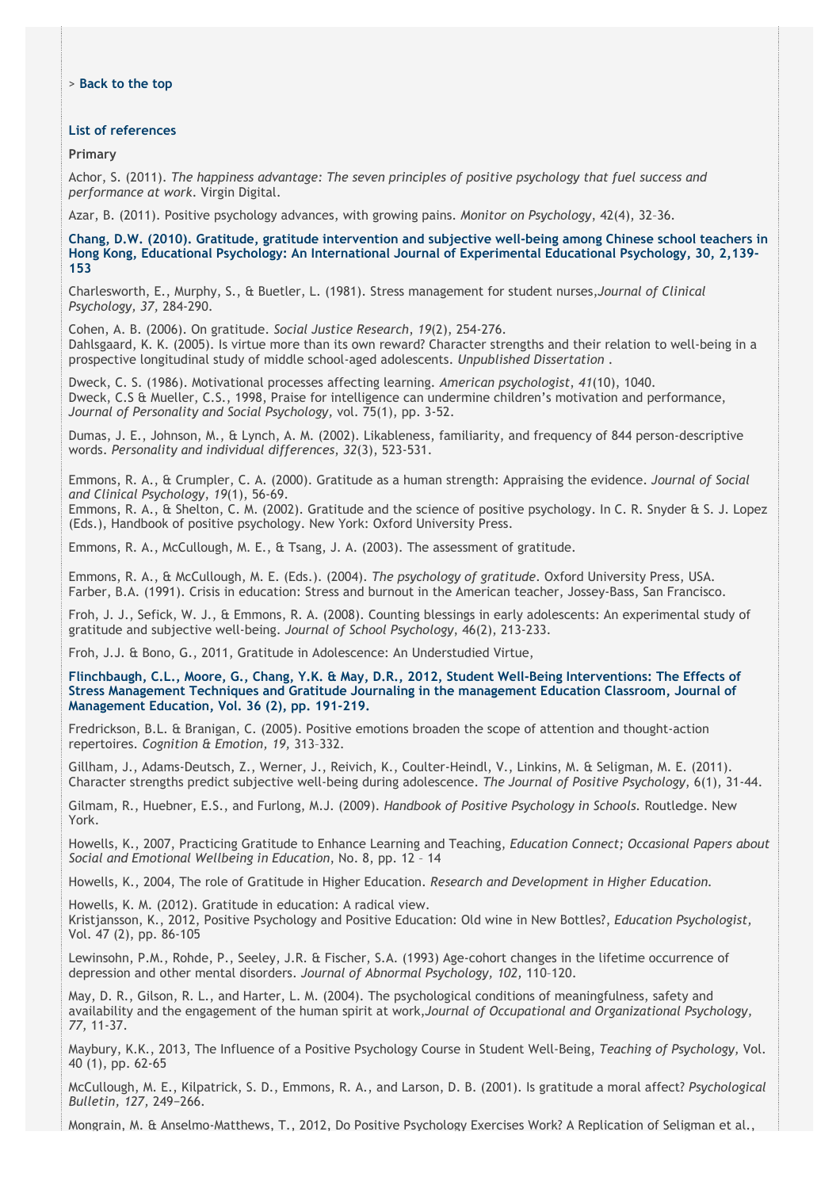> **Back to the top**

### List of references

**Primary**

Achor, S. (2011). *The happiness advantage: The seven principles of positive psychology that fuel success and performance at work*. Virgin Digital.

Azar, B. (2011). Positive psychology advances, with growing pains. *Monitor on Psychology*, 42(4), 32–36.

**Chang, D.W. (2010). Gratitude, gratitude intervention and subjective well-being among Chinese school teachers in Hong Kong, Educational Psychology: An International Journal of Experimental Educational Psychology, 30, 2,139-153**

Charlesworth, E., Murphy, S., & Beutler, L. (1981). Stress management for student nurses,*Journal of Clinical Psychology, 37,* 284-290.

Cohen, A. B. (2006). On gratitude. *Social Justice Research*, *19*(2), 254-276.
Dahlsgaard, K. K. (2005). Is virtue more than its own reward? Character strengths and their relation to well-being in a prospective longitudinal study of middle school-aged adolescents. *Unpublished Dissertation* .

Dweck, C. S. (1986). Motivational processes affecting learning. *American psychologist*, *41*(10), 1040.
Dweck, C.S & Mueller, C.S., 1998, Praise for intelligence can undermine children's motivation and performance, *Journal of Personality and Social Psychology*, vol. 75(1), pp. 3-52.

Dumas, J. E., Johnson, M., & Lynch, A. M. (2002). Likableness, familiarity, and frequency of 844 person-descriptive words. *Personality and individual differences*, *32*(3), 523-531.

Emmons, R. A., & Crumpler, C. A. (2000). Gratitude as a human strength: Appraising the evidence. *Journal of Social and Clinical Psychology*, *19*(1), 56-69.
Emmons, R. A., & Shelton, C. M. (2002). Gratitude and the science of positive psychology. In C. R. Snyder & S. J. Lopez (Eds.), Handbook of positive psychology. New York: Oxford University Press.

Emmons, R. A., McCullough, M. E., & Tsang, J. A. (2003). The assessment of gratitude.

Emmons, R. A., & McCullough, M. E. (Eds.). (2004). *The psychology of gratitude*. Oxford University Press, USA.
Farber, B.A. (1991). Crisis in education: Stress and burnout in the American teacher, Jossey-Bass, San Francisco.

Froh, J. J., Sefick, W. J., & Emmons, R. A. (2008). Counting blessings in early adolescents: An experimental study of gratitude and subjective well-being. *Journal of School Psychology*, 46(2), 213-233.

Froh, J.J. & Bono, G., 2011, Gratitude in Adolescence: An Understudied Virtue,

**Flinchbaugh, C.L., Moore, G., Chang, Y.K. & May, D.R., 2012, Student Well-Being Interventions: The Effects of Stress Management Techniques and Gratitude Journaling in the management Education Classroom, Journal of Management Education, Vol. 36 (2), pp. 191-219.**

Fredrickson, B.L. & Branigan, C. (2005). Positive emotions broaden the scope of attention and thought-action repertoires. *Cognition & Emotion, 19,* 313–332.

Gillham, J., Adams-Deutsch, Z., Werner, J., Reivich, K., Coulter-Heindl, V., Linkins, M. & Seligman, M. E. (2011). Character strengths predict subjective well-being during adolescence. *The Journal of Positive Psychology*, 6(1), 31-44.

Gilmam, R., Huebner, E.S., and Furlong, M.J. (2009). *Handbook of Positive Psychology in Schools.* Routledge. New York.

Howells, K., 2007, Practicing Gratitude to Enhance Learning and Teaching, *Education Connect; Occasional Papers about Social and Emotional Wellbeing in Education*, No. 8, pp. 12 – 14

Howells, K., 2004, The role of Gratitude in Higher Education. *Research and Development in Higher Education.*

Howells, K. M. (2012). Gratitude in education: A radical view.
Kristjansson, K., 2012, Positive Psychology and Positive Education: Old wine in New Bottles?, *Education Psychologist,* Vol. 47 (2), pp. 86-105

Lewinsohn, P.M., Rohde, P., Seeley, J.R. & Fischer, S.A. (1993) Age-cohort changes in the lifetime occurrence of depression and other mental disorders. *Journal of Abnormal Psychology, 102,* 110–120.

May, D. R., Gilson, R. L., and Harter, L. M. (2004). The psychological conditions of meaningfulness, safety and availability and the engagement of the human spirit at work,*Journal of Occupational and Organizational Psychology, 77,* 11-37.

Maybury, K.K., 2013, The Influence of a Positive Psychology Course in Student Well-Being, *Teaching of Psychology,* Vol. 40 (1), pp. 62-65

McCullough, M. E., Kilpatrick, S. D., Emmons, R. A., and Larson, D. B. (2001). Is gratitude a moral affect? *Psychological Bulletin, 127,* 249–266.

Mongrain, M. & Anselmo-Matthews, T., 2012, Do Positive Psychology Exercises Work? A Replication of Seligman et al.,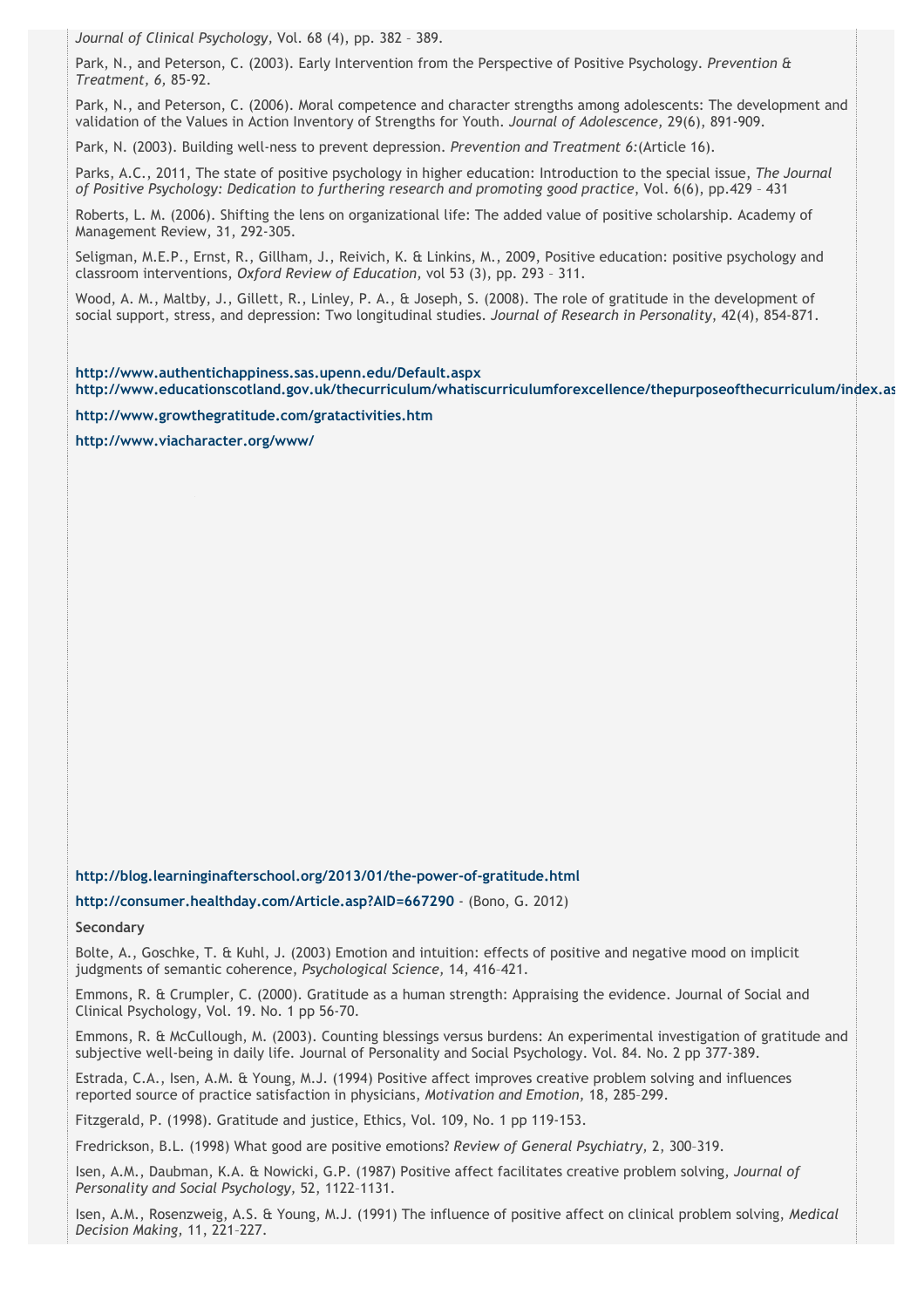*Journal of Clinical Psychology*, Vol. 68 (4), pp. 382 – 389.

Park, N., and Peterson, C. (2003). Early Intervention from the Perspective of Positive Psychology. *Prevention & Treatment, 6,* 85-92.

Park, N., and Peterson, C. (2006). Moral competence and character strengths among adolescents: The development and validation of the Values in Action Inventory of Strengths for Youth. *Journal of Adolescence*, 29(6), 891-909.

Park, N. (2003). Building well-ness to prevent depression. *Prevention and Treatment 6:*(Article 16).

Parks, A.C., 2011, The state of positive psychology in higher education: Introduction to the special issue, *The Journal of Positive Psychology: Dedication to furthering research and promoting good practice*, Vol. 6(6), pp.429 – 431

Roberts, L. M. (2006). Shifting the lens on organizational life: The added value of positive scholarship. Academy of Management Review, 31, 292-305.

Seligman, M.E.P., Ernst, R., Gillham, J., Reivich, K. & Linkins, M., 2009, Positive education: positive psychology and classroom interventions, *Oxford Review of Education,* vol 53 (3), pp. 293 – 311.

Wood, A. M., Maltby, J., Gillett, R., Linley, P. A., & Joseph, S. (2008). The role of gratitude in the development of social support, stress, and depression: Two longitudinal studies. *Journal of Research in Personality*, 42(4), 854-871.

**http://www.authentichappiness.sas.upenn.edu/Default.aspx**
**http://www.educationscotland.gov.uk/thecurriculum/whatiscurriculumforexcellence/thepurposeofthecurriculum/index.as**

**http://www.growthegratitude.com/gratactivities.htm**

**http://www.viacharacter.org/www/**

**http://blog.learninginafterschool.org/2013/01/the-power-of-gratitude.html**

**http://consumer.healthday.com/Article.asp?AID=667290** - (Bono, G. 2012)

**Secondary**

Bolte, A., Goschke, T. & Kuhl, J. (2003) Emotion and intuition: effects of positive and negative mood on implicit judgments of semantic coherence, *Psychological Science,* 14, 416–421.

Emmons, R. & Crumpler, C. (2000). Gratitude as a human strength: Appraising the evidence. Journal of Social and Clinical Psychology, Vol. 19. No. 1 pp 56-70.

Emmons, R. & McCullough, M. (2003). Counting blessings versus burdens: An experimental investigation of gratitude and subjective well-being in daily life. Journal of Personality and Social Psychology. Vol. 84. No. 2 pp 377-389.

Estrada, C.A., Isen, A.M. & Young, M.J. (1994) Positive affect improves creative problem solving and influences reported source of practice satisfaction in physicians, *Motivation and Emotion,* 18, 285–299.

Fitzgerald, P. (1998). Gratitude and justice, Ethics, Vol. 109, No. 1 pp 119-153.

Fredrickson, B.L. (1998) What good are positive emotions? *Review of General Psychiatry,* 2, 300–319.

Isen, A.M., Daubman, K.A. & Nowicki, G.P. (1987) Positive affect facilitates creative problem solving, *Journal of Personality and Social Psychology,* 52, 1122–1131.

Isen, A.M., Rosenzweig, A.S. & Young, M.J. (1991) The influence of positive affect on clinical problem solving, *Medical Decision Making,* 11, 221–227.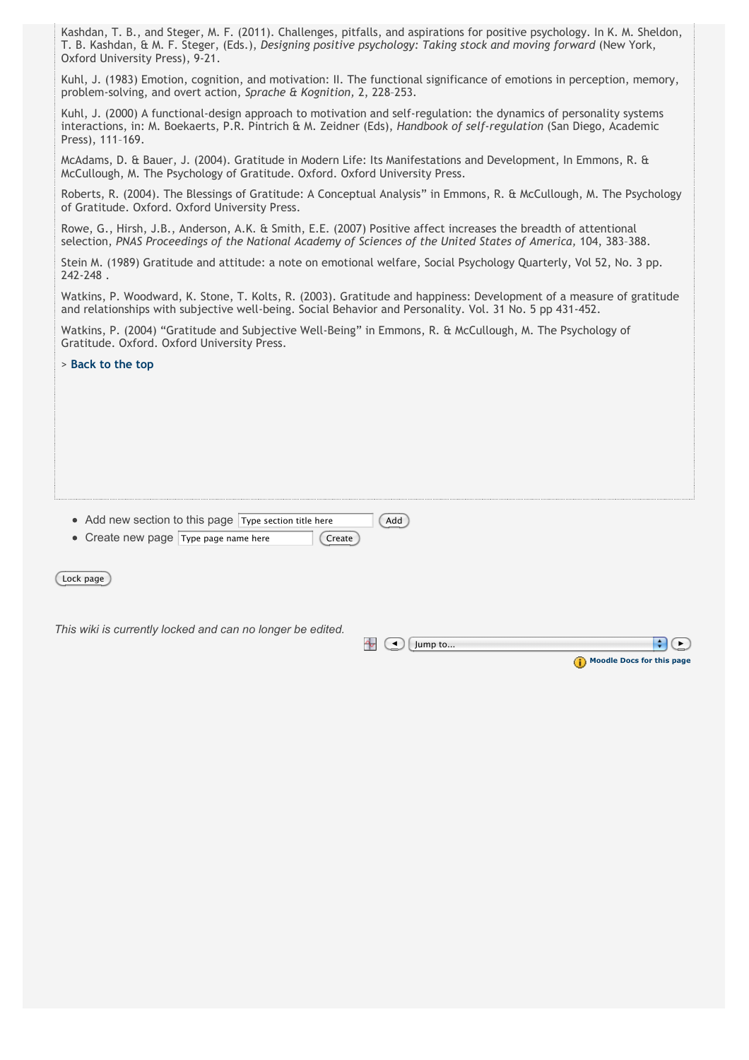Kashdan, T. B., and Steger, M. F. (2011). Challenges, pitfalls, and aspirations for positive psychology. In K. M. Sheldon, T. B. Kashdan, & M. F. Steger, (Eds.), *Designing positive psychology: Taking stock and moving forward* (New York, Oxford University Press), 9-21.

Kuhl, J. (1983) Emotion, cognition, and motivation: II. The functional significance of emotions in perception, memory, problem-solving, and overt action, *Sprache & Kognition*, 2, 228–253.

Kuhl, J. (2000) A functional-design approach to motivation and self-regulation: the dynamics of personality systems interactions, in: M. Boekaerts, P.R. Pintrich & M. Zeidner (Eds), *Handbook of self-regulation* (San Diego, Academic Press), 111–169.

McAdams, D. & Bauer, J. (2004). Gratitude in Modern Life: Its Manifestations and Development, In Emmons, R. & McCullough, M. The Psychology of Gratitude. Oxford. Oxford University Press.

Roberts, R. (2004). The Blessings of Gratitude: A Conceptual Analysis" in Emmons, R. & McCullough, M. The Psychology of Gratitude. Oxford. Oxford University Press.

Rowe, G., Hirsh, J.B., Anderson, A.K. & Smith, E.E. (2007) Positive affect increases the breadth of attentional selection, *PNAS Proceedings of the National Academy of Sciences of the United States of America*, 104, 383–388.

Stein M. (1989) Gratitude and attitude: a note on emotional welfare, Social Psychology Quarterly, Vol 52, No. 3 pp. 242-248 .

Watkins, P. Woodward, K. Stone, T. Kolts, R. (2003). Gratitude and happiness: Development of a measure of gratitude and relationships with subjective well-being. Social Behavior and Personality. Vol. 31 No. 5 pp 431-452.

Watkins, P. (2004) "Gratitude and Subjective Well-Being" in Emmons, R. & McCullough, M. The Psychology of Gratitude. Oxford. Oxford University Press.

> **Back to the top**

- Add new section to this page [Type section title here] (Add)
- Create new page [Type page name here] (Create)

(Lock page)

*This wiki is currently locked and can no longer be edited.*

Jump to...

**Moodle Docs for this page**